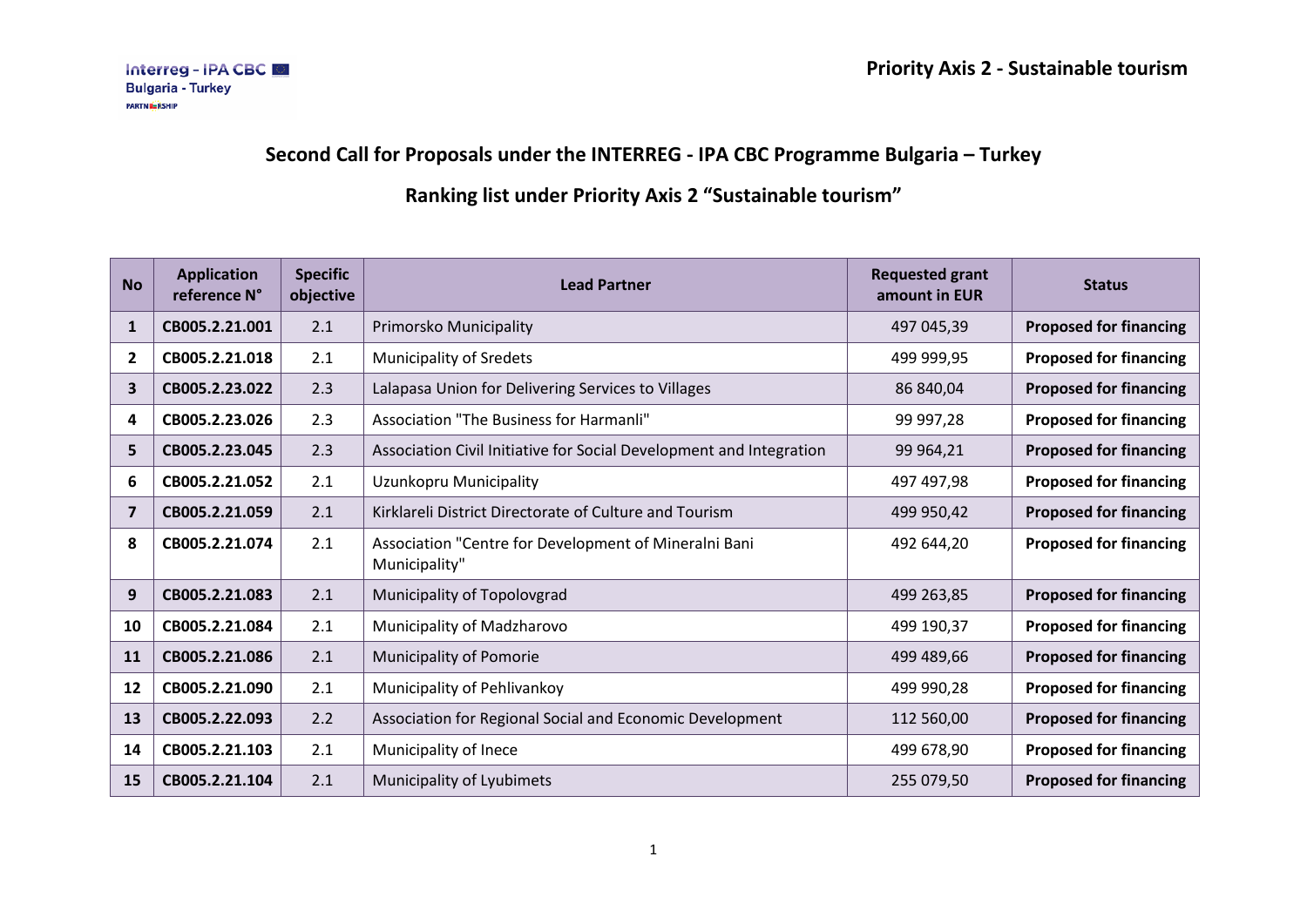## Second Call for Proposals under the INTERREG - IPA CBC Programme Bulgaria – Turkey

## Ranking list under Priority Axis 2 "Sustainable tourism"

| No | Application reference N° | Specific objective | Lead Partner | Requested grant amount in EUR | Status |
|---|---|---|---|---|---|
| 1 | CB005.2.21.001 | 2.1 | Primorsko Municipality | 497 045,39 | **Proposed for financing** |
| 2 | CB005.2.21.018 | 2.1 | Municipality of Sredets | 499 999,95 | **Proposed for financing** |
| 3 | CB005.2.23.022 | 2.3 | Lalapasa Union for Delivering Services to Villages | 86 840,04 | **Proposed for financing** |
| 4 | CB005.2.23.026 | 2.3 | Association "The Business for Harmanli" | 99 997,28 | **Proposed for financing** |
| 5 | CB005.2.23.045 | 2.3 | Association Civil Initiative for Social Development and Integration | 99 964,21 | **Proposed for financing** |
| 6 | CB005.2.21.052 | 2.1 | Uzunkopru Municipality | 497 497,98 | **Proposed for financing** |
| 7 | CB005.2.21.059 | 2.1 | Kirklareli District Directorate of Culture and Tourism | 499 950,42 | **Proposed for financing** |
| 8 | CB005.2.21.074 | 2.1 | Association "Centre for Development of Mineralni Bani Municipality" | 492 644,20 | **Proposed for financing** |
| 9 | CB005.2.21.083 | 2.1 | Municipality of Topolovgrad | 499 263,85 | **Proposed for financing** |
| 10 | CB005.2.21.084 | 2.1 | Municipality of Madzharovo | 499 190,37 | **Proposed for financing** |
| 11 | CB005.2.21.086 | 2.1 | Municipality of Pomorie | 499 489,66 | **Proposed for financing** |
| 12 | CB005.2.21.090 | 2.1 | Municipality of Pehlivankoy | 499 990,28 | **Proposed for financing** |
| 13 | CB005.2.22.093 | 2.2 | Association for Regional Social and Economic Development | 112 560,00 | **Proposed for financing** |
| 14 | CB005.2.21.103 | 2.1 | Municipality of Inece | 499 678,90 | **Proposed for financing** |
| 15 | CB005.2.21.104 | 2.1 | Municipality of Lyubimets | 255 079,50 | **Proposed for financing** |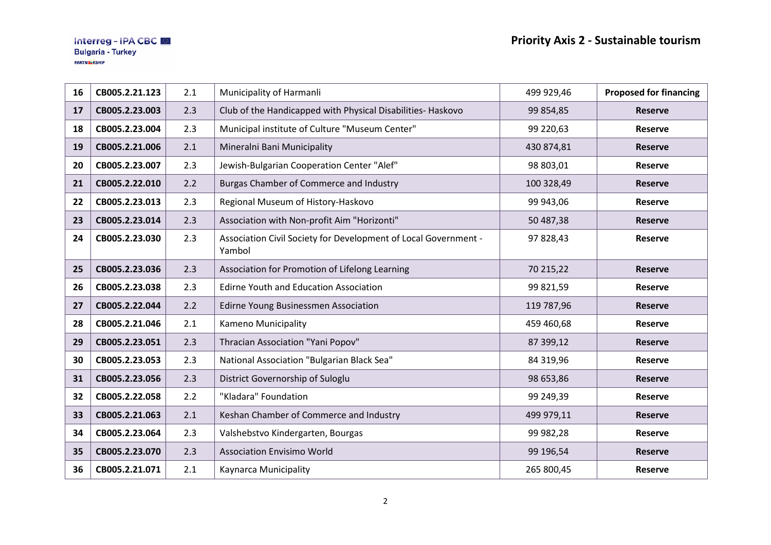## Priority Axis 2 - Sustainable tourism

| | | | | | |
|---|---|---|---|---|---|
| **16** | **CB005.2.21.123** | 2.1 | Municipality of Harmanli | 499 929,46 | **Proposed for financing** |
| **17** | **CB005.2.23.003** | 2.3 | Club of the Handicapped with Physical Disabilities- Haskovo | 99 854,85 | **Reserve** |
| **18** | **CB005.2.23.004** | 2.3 | Municipal institute of Culture "Museum Center" | 99 220,63 | **Reserve** |
| **19** | **CB005.2.21.006** | 2.1 | Mineralni Bani Municipality | 430 874,81 | **Reserve** |
| **20** | **CB005.2.23.007** | 2.3 | Jewish-Bulgarian Cooperation Center "Alef" | 98 803,01 | **Reserve** |
| **21** | **CB005.2.22.010** | 2.2 | Burgas Chamber of Commerce and Industry | 100 328,49 | **Reserve** |
| **22** | **CB005.2.23.013** | 2.3 | Regional Museum of History-Haskovo | 99 943,06 | **Reserve** |
| **23** | **CB005.2.23.014** | 2.3 | Association with Non-profit Aim "Horizonti" | 50 487,38 | **Reserve** |
| **24** | **CB005.2.23.030** | 2.3 | Association Civil Society for Development of Local Government - Yambol | 97 828,43 | **Reserve** |
| **25** | **CB005.2.23.036** | 2.3 | Association for Promotion of Lifelong Learning | 70 215,22 | **Reserve** |
| **26** | **CB005.2.23.038** | 2.3 | Edirne Youth and Education Association | 99 821,59 | **Reserve** |
| **27** | **CB005.2.22.044** | 2.2 | Edirne Young Businessmen Association | 119 787,96 | **Reserve** |
| **28** | **CB005.2.21.046** | 2.1 | Kameno Municipality | 459 460,68 | **Reserve** |
| **29** | **CB005.2.23.051** | 2.3 | Thracian Association "Yani Popov" | 87 399,12 | **Reserve** |
| **30** | **CB005.2.23.053** | 2.3 | National Association "Bulgarian Black Sea" | 84 319,96 | **Reserve** |
| **31** | **CB005.2.23.056** | 2.3 | District Governorship of Suloglu | 98 653,86 | **Reserve** |
| **32** | **CB005.2.22.058** | 2.2 | "Kladara" Foundation | 99 249,39 | **Reserve** |
| **33** | **CB005.2.21.063** | 2.1 | Keshan Chamber of Commerce and Industry | 499 979,11 | **Reserve** |
| **34** | **CB005.2.23.064** | 2.3 | Valshebstvo Kindergarten, Bourgas | 99 982,28 | **Reserve** |
| **35** | **CB005.2.23.070** | 2.3 | Association Envisimo World | 99 196,54 | **Reserve** |
| **36** | **CB005.2.21.071** | 2.1 | Kaynarca Municipality | 265 800,45 | **Reserve** |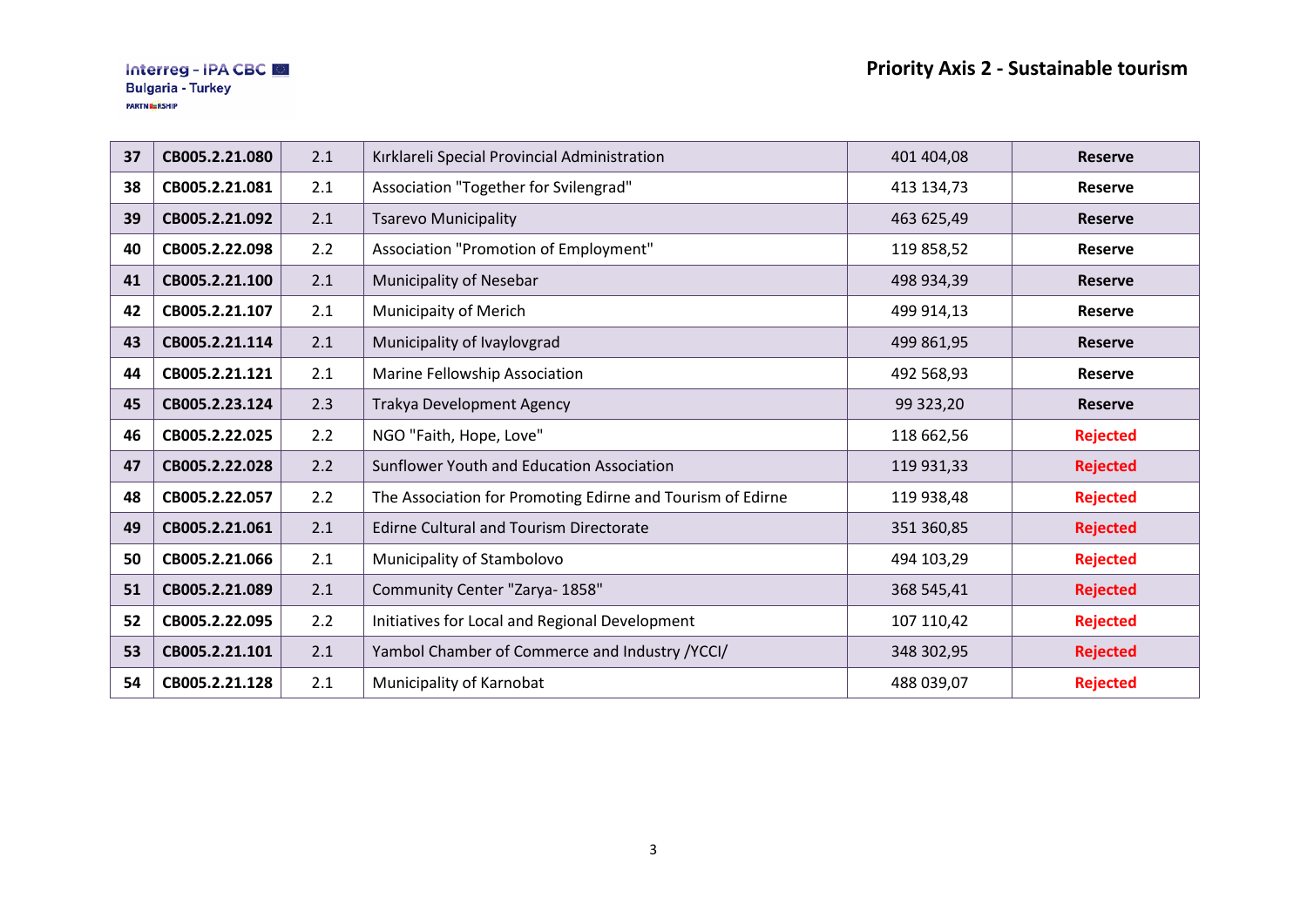# Priority Axis 2 - Sustainable tourism

| | | | | | |
|---|---|---|---|---|---|
| **37** | **CB005.2.21.080** | 2.1 | Kırklareli Special Provincial Administration | 401 404,08 | **Reserve** |
| **38** | **CB005.2.21.081** | 2.1 | Association "Together for Svilengrad" | 413 134,73 | **Reserve** |
| **39** | **CB005.2.21.092** | 2.1 | Tsarevo Municipality | 463 625,49 | **Reserve** |
| **40** | **CB005.2.22.098** | 2.2 | Association "Promotion of Employment" | 119 858,52 | **Reserve** |
| **41** | **CB005.2.21.100** | 2.1 | Municipality of Nesebar | 498 934,39 | **Reserve** |
| **42** | **CB005.2.21.107** | 2.1 | Municipaity of Merich | 499 914,13 | **Reserve** |
| **43** | **CB005.2.21.114** | 2.1 | Municipality of Ivaylovgrad | 499 861,95 | **Reserve** |
| **44** | **CB005.2.21.121** | 2.1 | Marine Fellowship Association | 492 568,93 | **Reserve** |
| **45** | **CB005.2.23.124** | 2.3 | Trakya Development Agency | 99 323,20 | **Reserve** |
| **46** | **CB005.2.22.025** | 2.2 | NGO "Faith, Hope, Love" | 118 662,56 | **Rejected** |
| **47** | **CB005.2.22.028** | 2.2 | Sunflower Youth and Education Association | 119 931,33 | **Rejected** |
| **48** | **CB005.2.22.057** | 2.2 | The Association for Promoting Edirne and Tourism of Edirne | 119 938,48 | **Rejected** |
| **49** | **CB005.2.21.061** | 2.1 | Edirne Cultural and Tourism Directorate | 351 360,85 | **Rejected** |
| **50** | **CB005.2.21.066** | 2.1 | Municipality of Stambolovo | 494 103,29 | **Rejected** |
| **51** | **CB005.2.21.089** | 2.1 | Community Center "Zarya- 1858" | 368 545,41 | **Rejected** |
| **52** | **CB005.2.22.095** | 2.2 | Initiatives for Local and Regional Development | 107 110,42 | **Rejected** |
| **53** | **CB005.2.21.101** | 2.1 | Yambol Chamber of Commerce and Industry /YCCI/ | 348 302,95 | **Rejected** |
| **54** | **CB005.2.21.128** | 2.1 | Municipality of Karnobat | 488 039,07 | **Rejected** |